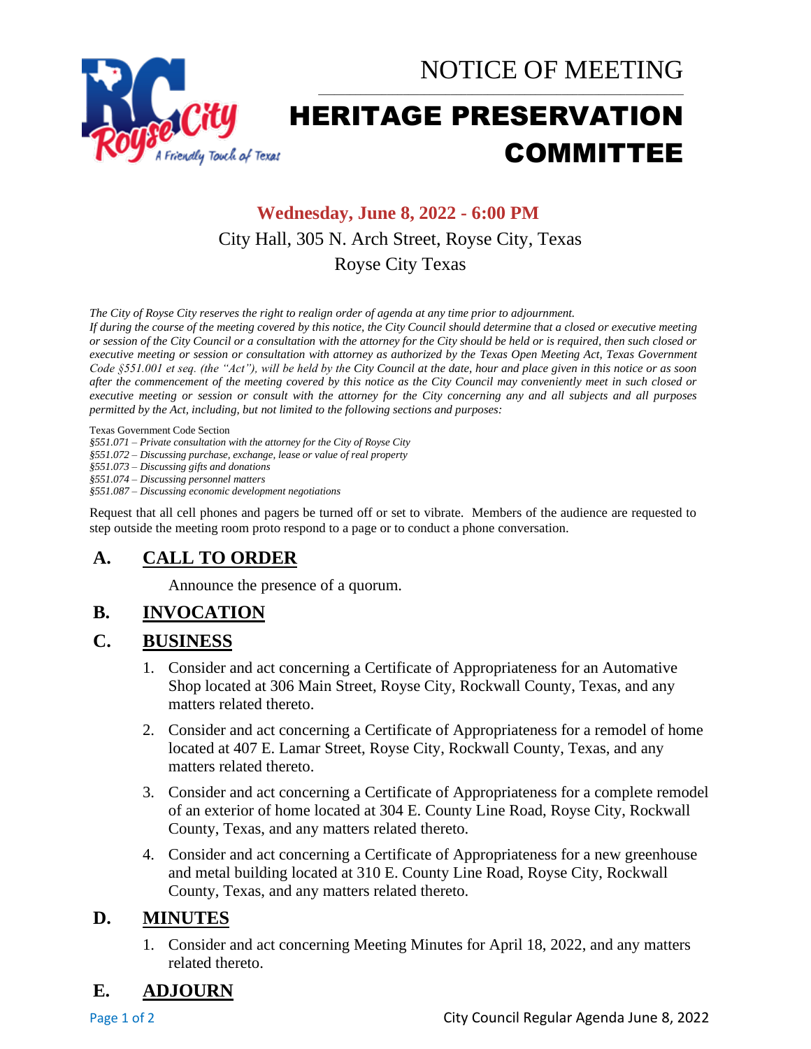# NOTICE OF MEETING

# HERITAGE PRESERVATION COMMITTEE

**Wednesday, June 8, 2022 - 6:00 PM**

City Hall, 305 N. Arch Street, Royse City, Texas

Royse City Texas

*The City of Royse City reserves the right to realign order of agenda at any time prior to adjournment.*

*If during the course of the meeting covered by this notice, the City Council should determine that a closed or executive meeting or session of the City Council or a consultation with the attorney for the City should be held or is required, then such closed or executive meeting or session or consultation with attorney as authorized by the Texas Open Meeting Act, Texas Government Code §551.001 et seq. (the "Act"), will be held by the City Council at the date, hour and place given in this notice or as soon after the commencement of the meeting covered by this notice as the City Council may conveniently meet in such closed or executive meeting or session or consult with the attorney for the City concerning any and all subjects and all purposes permitted by the Act, including, but not limited to the following sections and purposes:*

Texas Government Code Section

*§551.071 – Private consultation with the attorney for the City of Royse City*
*§551.072 – Discussing purchase, exchange, lease or value of real property*
*§551.073 – Discussing gifts and donations*
*§551.074 – Discussing personnel matters*
*§551.087 – Discussing economic development negotiations*

Request that all cell phones and pagers be turned off or set to vibrate. Members of the audience are requested to step outside the meeting room proto respond to a page or to conduct a phone conversation.

## A. CALL TO ORDER

Announce the presence of a quorum.

## B. INVOCATION

## C. BUSINESS

1. Consider and act concerning a Certificate of Appropriateness for an Automative Shop located at 306 Main Street, Royse City, Rockwall County, Texas, and any matters related thereto.
2. Consider and act concerning a Certificate of Appropriateness for a remodel of home located at 407 E. Lamar Street, Royse City, Rockwall County, Texas, and any matters related thereto.
3. Consider and act concerning a Certificate of Appropriateness for a complete remodel of an exterior of home located at 304 E. County Line Road, Royse City, Rockwall County, Texas, and any matters related thereto.
4. Consider and act concerning a Certificate of Appropriateness for a new greenhouse and metal building located at 310 E. County Line Road, Royse City, Rockwall County, Texas, and any matters related thereto.

## D. MINUTES

1. Consider and act concerning Meeting Minutes for April 18, 2022, and any matters related thereto.

## E. ADJOURN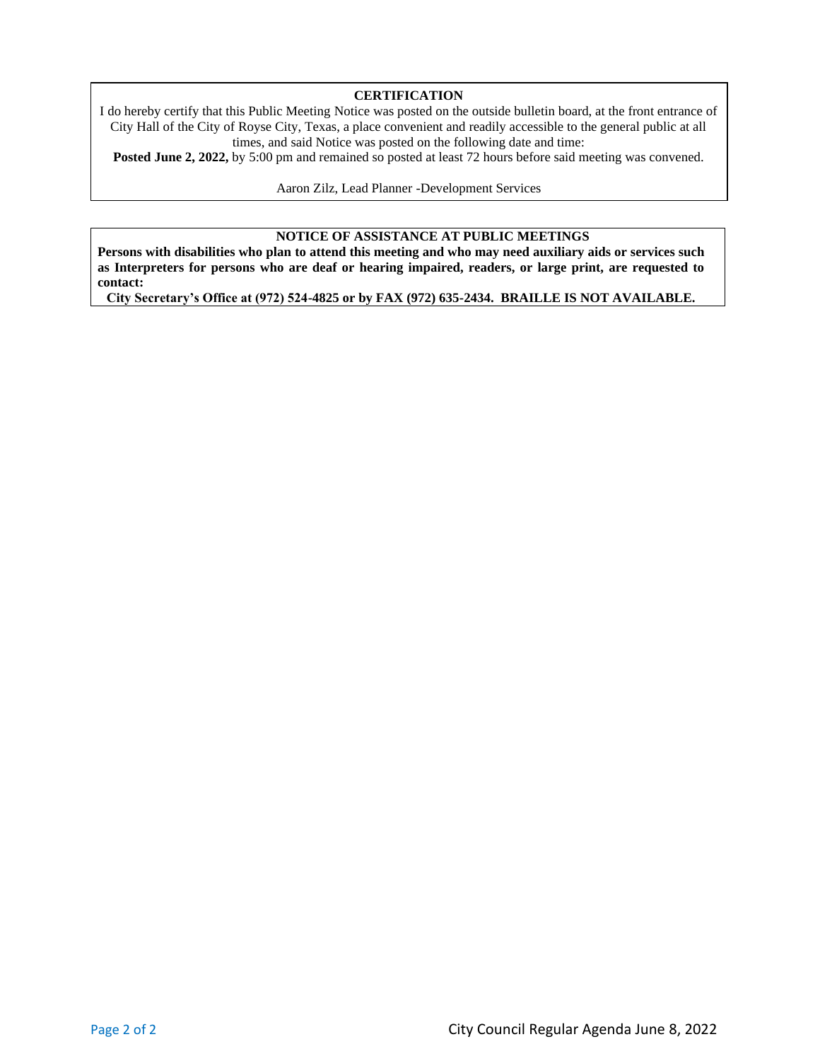**CERTIFICATION**

I do hereby certify that this Public Meeting Notice was posted on the outside bulletin board, at the front entrance of City Hall of the City of Royse City, Texas, a place convenient and readily accessible to the general public at all times, and said Notice was posted on the following date and time:

**Posted June 2, 2022,** by 5:00 pm and remained so posted at least 72 hours before said meeting was convened.

Aaron Zilz, Lead Planner -Development Services

**NOTICE OF ASSISTANCE AT PUBLIC MEETINGS**

**Persons with disabilities who plan to attend this meeting and who may need auxiliary aids or services such as Interpreters for persons who are deaf or hearing impaired, readers, or large print, are requested to contact:**

**City Secretary's Office at (972) 524-4825 or by FAX (972) 635-2434. BRAILLE IS NOT AVAILABLE.**